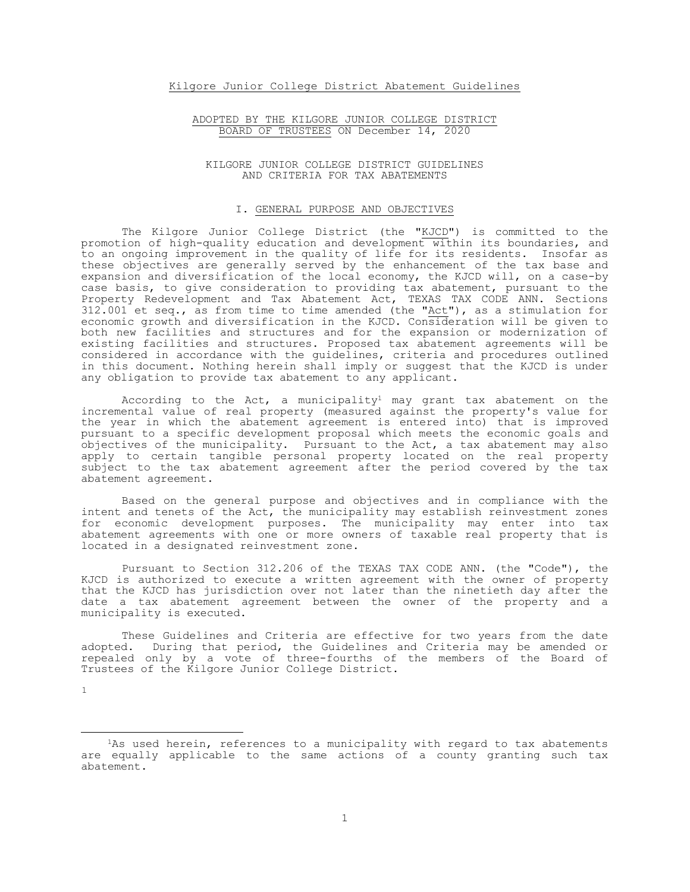# Kilgore Junior College District Abatement Guidelines

ADOPTED BY THE KILGORE JUNIOR COLLEGE DISTRICT BOARD OF TRUSTEES ON December 14, 2020

## KILGORE JUNIOR COLLEGE DISTRICT GUIDELINES AND CRITERIA FOR TAX ABATEMENTS

### I. GENERAL PURPOSE AND OBJECTIVES

The Kilgore Junior College District (the "KJCD") is committed to the promotion of high-quality education and development within its boundaries, and to an ongoing improvement in the quality of life for its residents. Insofar as these objectives are generally served by the enhancement of the tax base and expansion and diversification of the local economy, the KJCD will, on a case-by case basis, to give consideration to providing tax abatement, pursuant to the Property Redevelopment and Tax Abatement Act, TEXAS TAX CODE ANN. Sections 312.001 et seq., as from time to time amended (the "Act"), as a stimulation for economic growth and diversification in the KJCD. Consideration will be given to both new facilities and structures and for the expansion or modernization of existing facilities and structures. Proposed tax abatement agreements will be considered in accordance with the guidelines, criteria and procedures outlined in this document. Nothing herein shall imply or suggest that the KJCD is under any obligation to provide tax abatement to any applicant.

According to the Act, a municipality[1] may grant tax abatement on the incremental value of real property (measured against the property's value for the year in which the abatement agreement is entered into) that is improved pursuant to a specific development proposal which meets the economic goals and objectives of the municipality. Pursuant to the Act, a tax abatement may also apply to certain tangible personal property located on the real property subject to the tax abatement agreement after the period covered by the tax abatement agreement.

Based on the general purpose and objectives and in compliance with the intent and tenets of the Act, the municipality may establish reinvestment zones for economic development purposes. The municipality may enter into tax abatement agreements with one or more owners of taxable real property that is located in a designated reinvestment zone.

Pursuant to Section 312.206 of the TEXAS TAX CODE ANN. (the "Code"), the KJCD is authorized to execute a written agreement with the owner of property that the KJCD has jurisdiction over not later than the ninetieth day after the date a tax abatement agreement between the owner of the property and a municipality is executed.

These Guidelines and Criteria are effective for two years from the date adopted. During that period, the Guidelines and Criteria may be amended or repealed only by a vote of three-fourths of the members of the Board of Trustees of the Kilgore Junior College District.

[1] As used herein, references to a municipality with regard to tax abatements are equally applicable to the same actions of a county granting such tax abatement.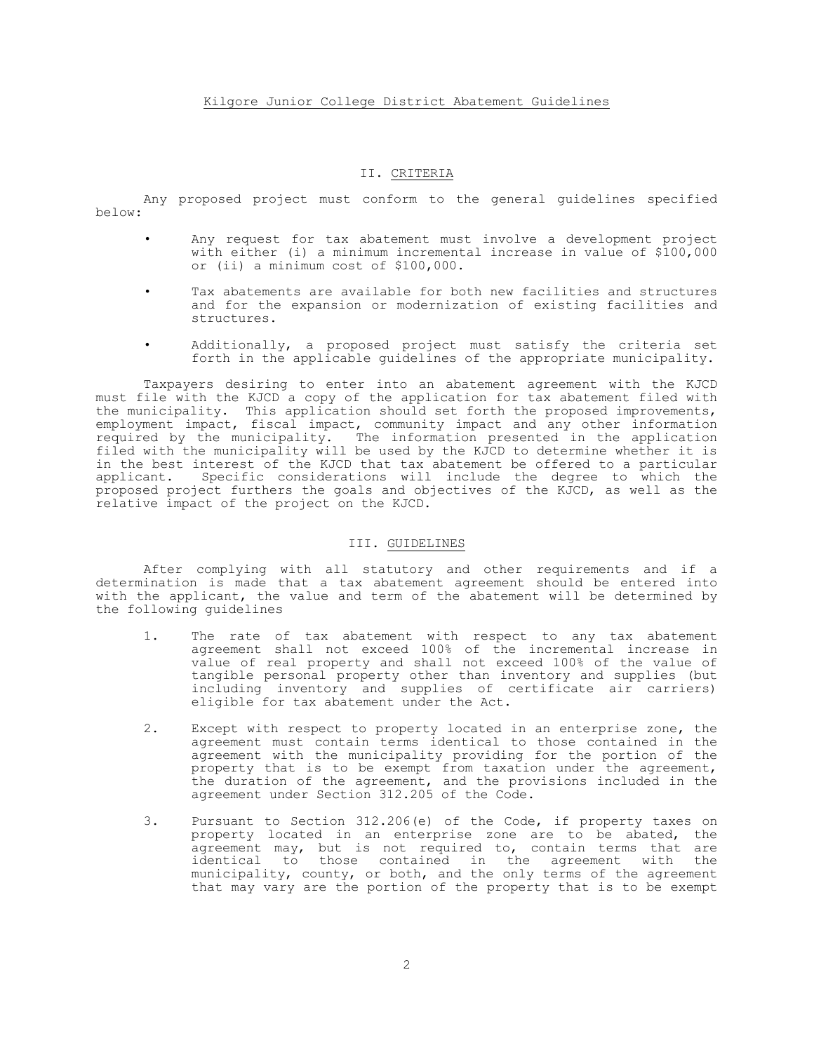Kilgore Junior College District Abatement Guidelines

## II. CRITERIA

Any proposed project must conform to the general guidelines specified below:

- Any request for tax abatement must involve a development project with either (i) a minimum incremental increase in value of $100,000 or (ii) a minimum cost of $100,000.
- Tax abatements are available for both new facilities and structures and for the expansion or modernization of existing facilities and structures.
- Additionally, a proposed project must satisfy the criteria set forth in the applicable guidelines of the appropriate municipality.

Taxpayers desiring to enter into an abatement agreement with the KJCD must file with the KJCD a copy of the application for tax abatement filed with the municipality. This application should set forth the proposed improvements, employment impact, fiscal impact, community impact and any other information required by the municipality. The information presented in the application filed with the municipality will be used by the KJCD to determine whether it is in the best interest of the KJCD that tax abatement be offered to a particular applicant. Specific considerations will include the degree to which the proposed project furthers the goals and objectives of the KJCD, as well as the relative impact of the project on the KJCD.

## III. GUIDELINES

After complying with all statutory and other requirements and if a determination is made that a tax abatement agreement should be entered into with the applicant, the value and term of the abatement will be determined by the following guidelines

1. The rate of tax abatement with respect to any tax abatement agreement shall not exceed 100% of the incremental increase in value of real property and shall not exceed 100% of the value of tangible personal property other than inventory and supplies (but including inventory and supplies of certificate air carriers) eligible for tax abatement under the Act.
2. Except with respect to property located in an enterprise zone, the agreement must contain terms identical to those contained in the agreement with the municipality providing for the portion of the property that is to be exempt from taxation under the agreement, the duration of the agreement, and the provisions included in the agreement under Section 312.205 of the Code.
3. Pursuant to Section 312.206(e) of the Code, if property taxes on property located in an enterprise zone are to be abated, the agreement may, but is not required to, contain terms that are identical to those contained in the agreement with the municipality, county, or both, and the only terms of the agreement that may vary are the portion of the property that is to be exempt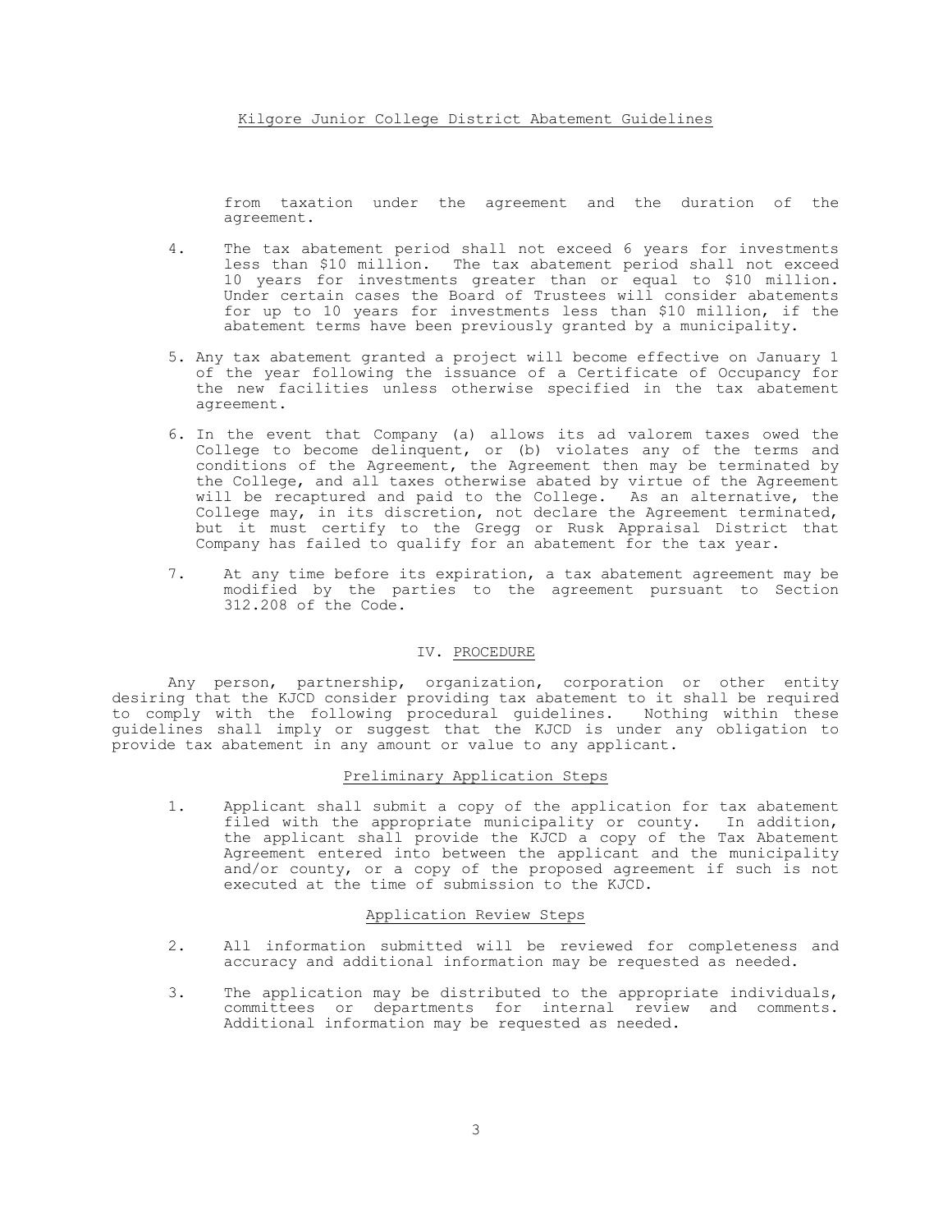from taxation under the agreement and the duration of the agreement.

4. The tax abatement period shall not exceed 6 years for investments less than \$10 million. The tax abatement period shall not exceed 10 years for investments greater than or equal to \$10 million. Under certain cases the Board of Trustees will consider abatements for up to 10 years for investments less than \$10 million, if the abatement terms have been previously granted by a municipality.

5. Any tax abatement granted a project will become effective on January 1 of the year following the issuance of a Certificate of Occupancy for the new facilities unless otherwise specified in the tax abatement agreement.

6. In the event that Company (a) allows its ad valorem taxes owed the College to become delinquent, or (b) violates any of the terms and conditions of the Agreement, the Agreement then may be terminated by the College, and all taxes otherwise abated by virtue of the Agreement will be recaptured and paid to the College. As an alternative, the College may, in its discretion, not declare the Agreement terminated, but it must certify to the Gregg or Rusk Appraisal District that Company has failed to qualify for an abatement for the tax year.

7. At any time before its expiration, a tax abatement agreement may be modified by the parties to the agreement pursuant to Section 312.208 of the Code.

## IV. PROCEDURE

Any person, partnership, organization, corporation or other entity desiring that the KJCD consider providing tax abatement to it shall be required to comply with the following procedural guidelines. Nothing within these guidelines shall imply or suggest that the KJCD is under any obligation to provide tax abatement in any amount or value to any applicant.

### Preliminary Application Steps

1. Applicant shall submit a copy of the application for tax abatement filed with the appropriate municipality or county. In addition, the applicant shall provide the KJCD a copy of the Tax Abatement Agreement entered into between the applicant and the municipality and/or county, or a copy of the proposed agreement if such is not executed at the time of submission to the KJCD.

### Application Review Steps

2. All information submitted will be reviewed for completeness and accuracy and additional information may be requested as needed.

3. The application may be distributed to the appropriate individuals, committees or departments for internal review and comments. Additional information may be requested as needed.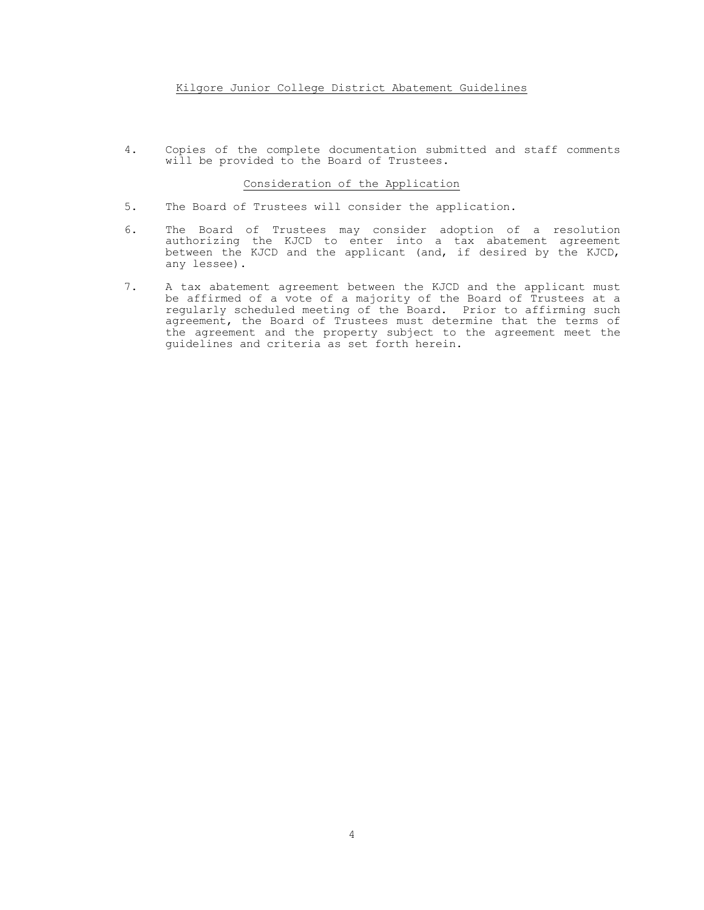Kilgore Junior College District Abatement Guidelines

4. Copies of the complete documentation submitted and staff comments will be provided to the Board of Trustees.

## Consideration of the Application

5. The Board of Trustees will consider the application.

6. The Board of Trustees may consider adoption of a resolution authorizing the KJCD to enter into a tax abatement agreement between the KJCD and the applicant (and, if desired by the KJCD, any lessee).

7. A tax abatement agreement between the KJCD and the applicant must be affirmed of a vote of a majority of the Board of Trustees at a regularly scheduled meeting of the Board. Prior to affirming such agreement, the Board of Trustees must determine that the terms of the agreement and the property subject to the agreement meet the guidelines and criteria as set forth herein.